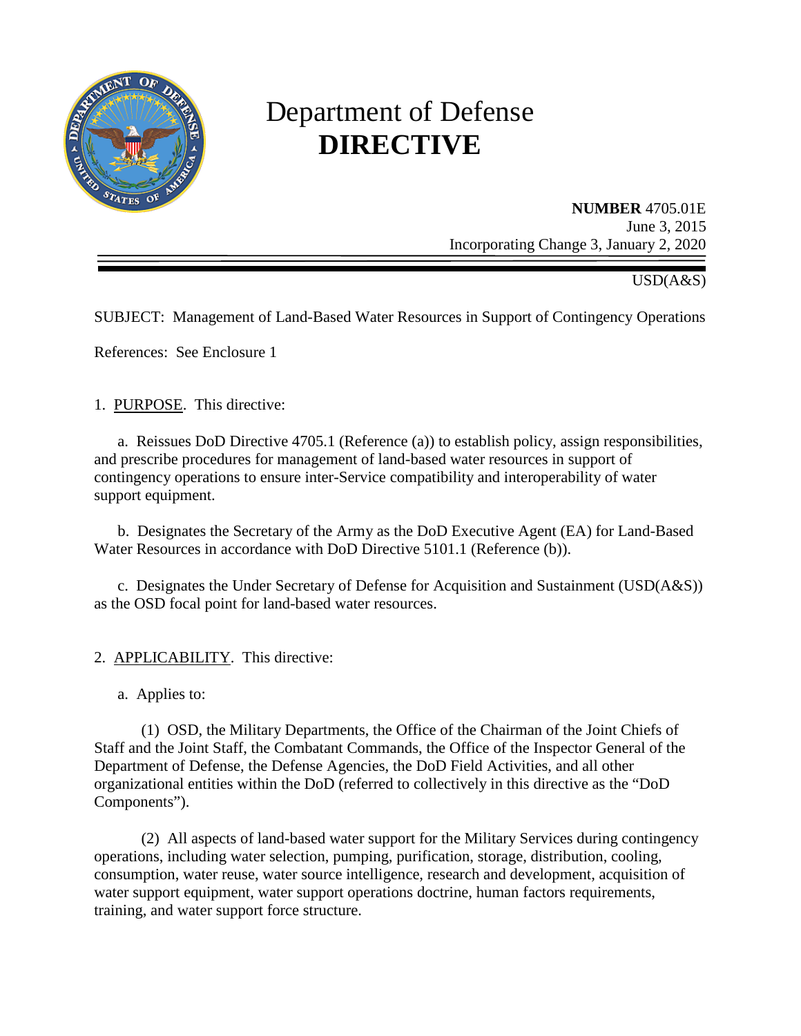# Department of Defense **DIRECTIVE**

**NUMBER** 4705.01E
June 3, 2015
Incorporating Change 3, January 2, 2020

USD(A&S)

SUBJECT: Management of Land-Based Water Resources in Support of Contingency Operations

References: See Enclosure 1

1. PURPOSE. This directive:

   a. Reissues DoD Directive 4705.1 (Reference (a)) to establish policy, assign responsibilities, and prescribe procedures for management of land-based water resources in support of contingency operations to ensure inter-Service compatibility and interoperability of water support equipment.

   b. Designates the Secretary of the Army as the DoD Executive Agent (EA) for Land-Based Water Resources in accordance with DoD Directive 5101.1 (Reference (b)).

   c. Designates the Under Secretary of Defense for Acquisition and Sustainment (USD(A&S)) as the OSD focal point for land-based water resources.

2. APPLICABILITY. This directive:

   a. Applies to:

      (1) OSD, the Military Departments, the Office of the Chairman of the Joint Chiefs of Staff and the Joint Staff, the Combatant Commands, the Office of the Inspector General of the Department of Defense, the Defense Agencies, the DoD Field Activities, and all other organizational entities within the DoD (referred to collectively in this directive as the "DoD Components").

      (2) All aspects of land-based water support for the Military Services during contingency operations, including water selection, pumping, purification, storage, distribution, cooling, consumption, water reuse, water source intelligence, research and development, acquisition of water support equipment, water support operations doctrine, human factors requirements, training, and water support force structure.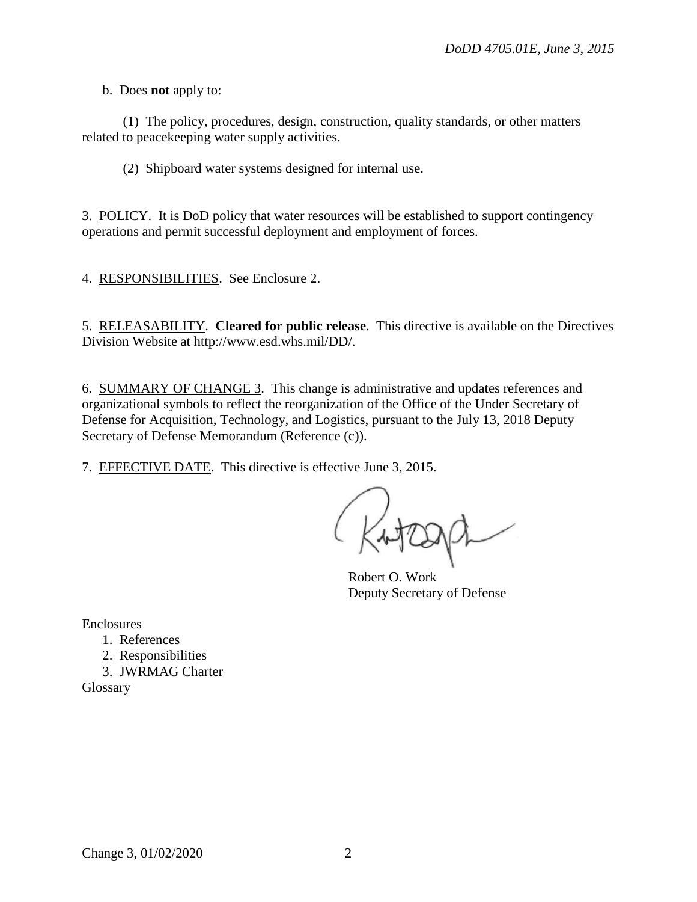b. Does **not** apply to:

(1) The policy, procedures, design, construction, quality standards, or other matters related to peacekeeping water supply activities.

(2) Shipboard water systems designed for internal use.

3. POLICY. It is DoD policy that water resources will be established to support contingency operations and permit successful deployment and employment of forces.

4. RESPONSIBILITIES. See Enclosure 2.

5. RELEASABILITY. **Cleared for public release**. This directive is available on the Directives Division Website at http://www.esd.whs.mil/DD/.

6. SUMMARY OF CHANGE 3. This change is administrative and updates references and organizational symbols to reflect the reorganization of the Office of the Under Secretary of Defense for Acquisition, Technology, and Logistics, pursuant to the July 13, 2018 Deputy Secretary of Defense Memorandum (Reference (c)).

7. EFFECTIVE DATE. This directive is effective June 3, 2015.

Robert O. Work
Deputy Secretary of Defense

Enclosures
1. References
2. Responsibilities
3. JWRMAG Charter

Glossary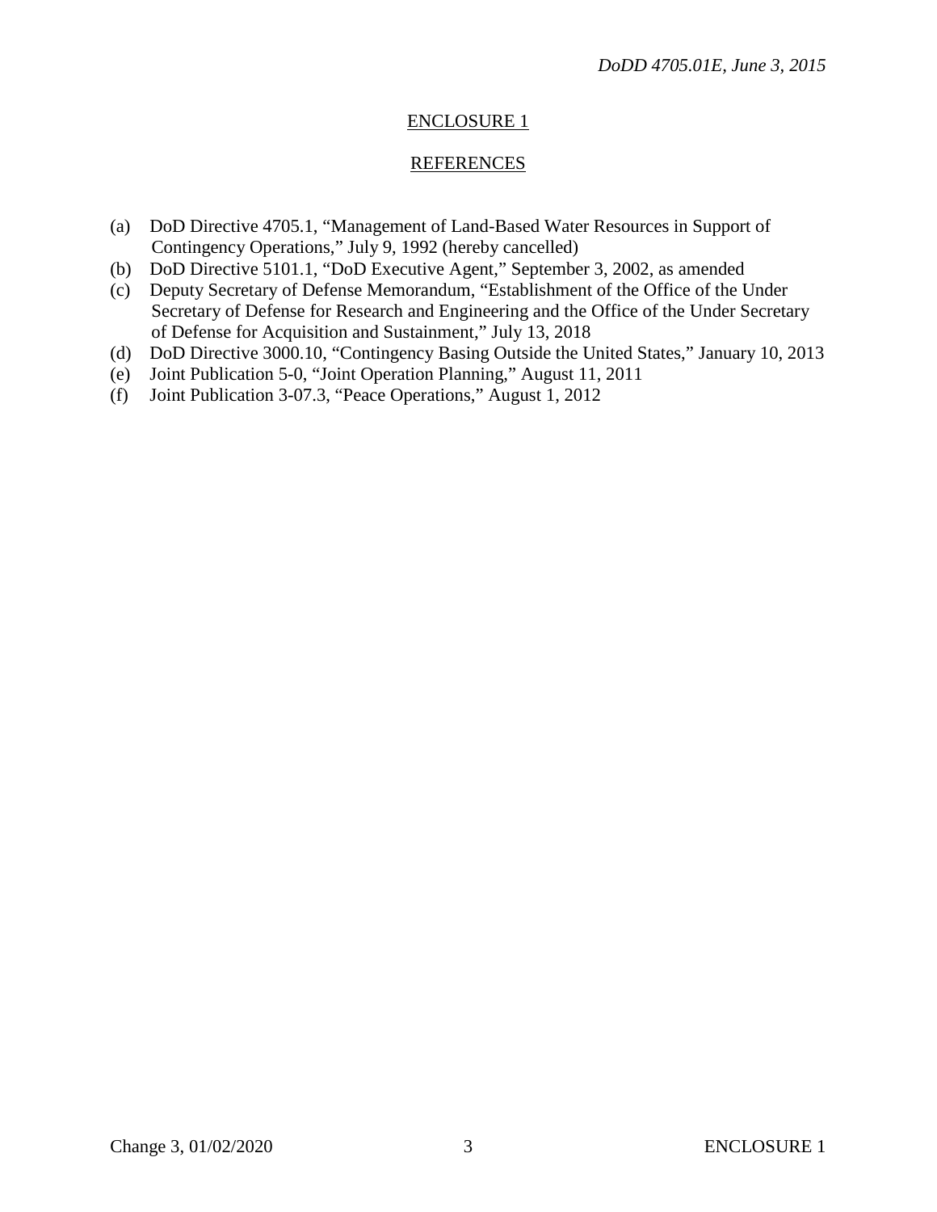## ENCLOSURE 1

## REFERENCES

(a) DoD Directive 4705.1, "Management of Land-Based Water Resources in Support of Contingency Operations," July 9, 1992 (hereby cancelled)
(b) DoD Directive 5101.1, "DoD Executive Agent," September 3, 2002, as amended
(c) Deputy Secretary of Defense Memorandum, "Establishment of the Office of the Under Secretary of Defense for Research and Engineering and the Office of the Under Secretary of Defense for Acquisition and Sustainment," July 13, 2018
(d) DoD Directive 3000.10, "Contingency Basing Outside the United States," January 10, 2013
(e) Joint Publication 5-0, "Joint Operation Planning," August 11, 2011
(f) Joint Publication 3-07.3, "Peace Operations," August 1, 2012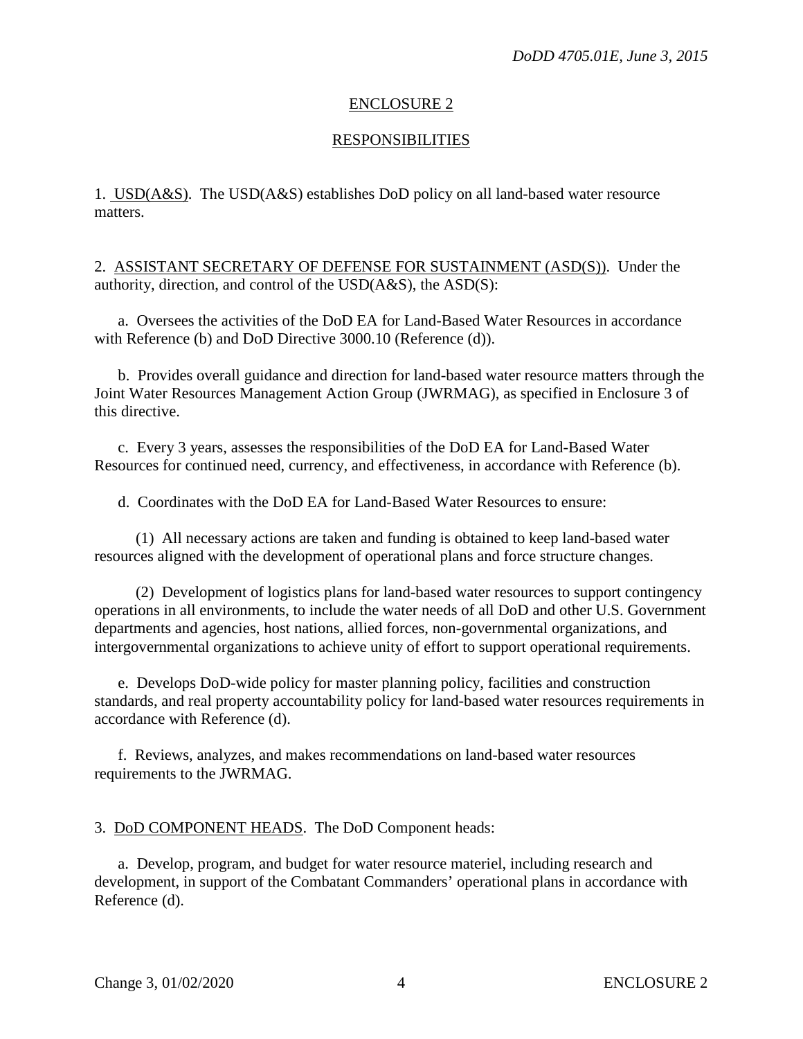## ENCLOSURE 2

## RESPONSIBILITIES

1. USD(A&S). The USD(A&S) establishes DoD policy on all land-based water resource matters.

2. ASSISTANT SECRETARY OF DEFENSE FOR SUSTAINMENT (ASD(S)). Under the authority, direction, and control of the USD(A&S), the ASD(S):

a. Oversees the activities of the DoD EA for Land-Based Water Resources in accordance with Reference (b) and DoD Directive 3000.10 (Reference (d)).

b. Provides overall guidance and direction for land-based water resource matters through the Joint Water Resources Management Action Group (JWRMAG), as specified in Enclosure 3 of this directive.

c. Every 3 years, assesses the responsibilities of the DoD EA for Land-Based Water Resources for continued need, currency, and effectiveness, in accordance with Reference (b).

d. Coordinates with the DoD EA for Land-Based Water Resources to ensure:

(1) All necessary actions are taken and funding is obtained to keep land-based water resources aligned with the development of operational plans and force structure changes.

(2) Development of logistics plans for land-based water resources to support contingency operations in all environments, to include the water needs of all DoD and other U.S. Government departments and agencies, host nations, allied forces, non-governmental organizations, and intergovernmental organizations to achieve unity of effort to support operational requirements.

e. Develops DoD-wide policy for master planning policy, facilities and construction standards, and real property accountability policy for land-based water resources requirements in accordance with Reference (d).

f. Reviews, analyzes, and makes recommendations on land-based water resources requirements to the JWRMAG.

3. DoD COMPONENT HEADS. The DoD Component heads:

a. Develop, program, and budget for water resource materiel, including research and development, in support of the Combatant Commanders' operational plans in accordance with Reference (d).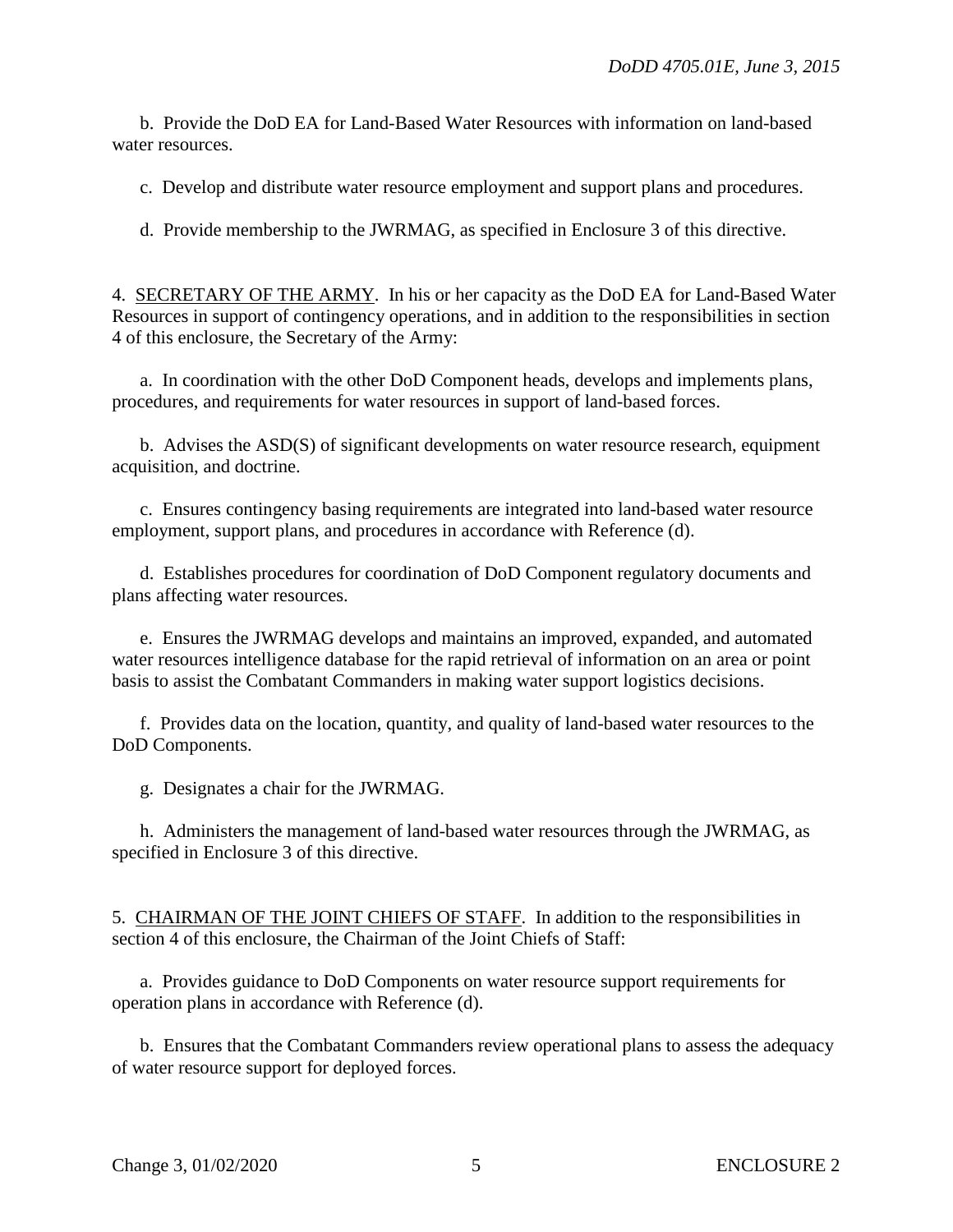b. Provide the DoD EA for Land-Based Water Resources with information on land-based water resources.

c. Develop and distribute water resource employment and support plans and procedures.

d. Provide membership to the JWRMAG, as specified in Enclosure 3 of this directive.

4. SECRETARY OF THE ARMY. In his or her capacity as the DoD EA for Land-Based Water Resources in support of contingency operations, and in addition to the responsibilities in section 4 of this enclosure, the Secretary of the Army:

a. In coordination with the other DoD Component heads, develops and implements plans, procedures, and requirements for water resources in support of land-based forces.

b. Advises the ASD(S) of significant developments on water resource research, equipment acquisition, and doctrine.

c. Ensures contingency basing requirements are integrated into land-based water resource employment, support plans, and procedures in accordance with Reference (d).

d. Establishes procedures for coordination of DoD Component regulatory documents and plans affecting water resources.

e. Ensures the JWRMAG develops and maintains an improved, expanded, and automated water resources intelligence database for the rapid retrieval of information on an area or point basis to assist the Combatant Commanders in making water support logistics decisions.

f. Provides data on the location, quantity, and quality of land-based water resources to the DoD Components.

g. Designates a chair for the JWRMAG.

h. Administers the management of land-based water resources through the JWRMAG, as specified in Enclosure 3 of this directive.

5. CHAIRMAN OF THE JOINT CHIEFS OF STAFF. In addition to the responsibilities in section 4 of this enclosure, the Chairman of the Joint Chiefs of Staff:

a. Provides guidance to DoD Components on water resource support requirements for operation plans in accordance with Reference (d).

b. Ensures that the Combatant Commanders review operational plans to assess the adequacy of water resource support for deployed forces.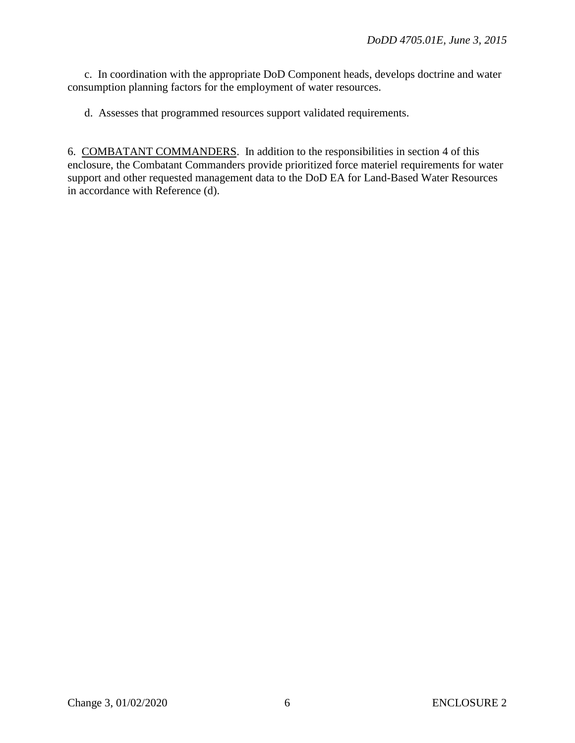c. In coordination with the appropriate DoD Component heads, develops doctrine and water consumption planning factors for the employment of water resources.

d. Assesses that programmed resources support validated requirements.

6. <u>COMBATANT COMMANDERS</u>. In addition to the responsibilities in section 4 of this enclosure, the Combatant Commanders provide prioritized force materiel requirements for water support and other requested management data to the DoD EA for Land-Based Water Resources in accordance with Reference (d).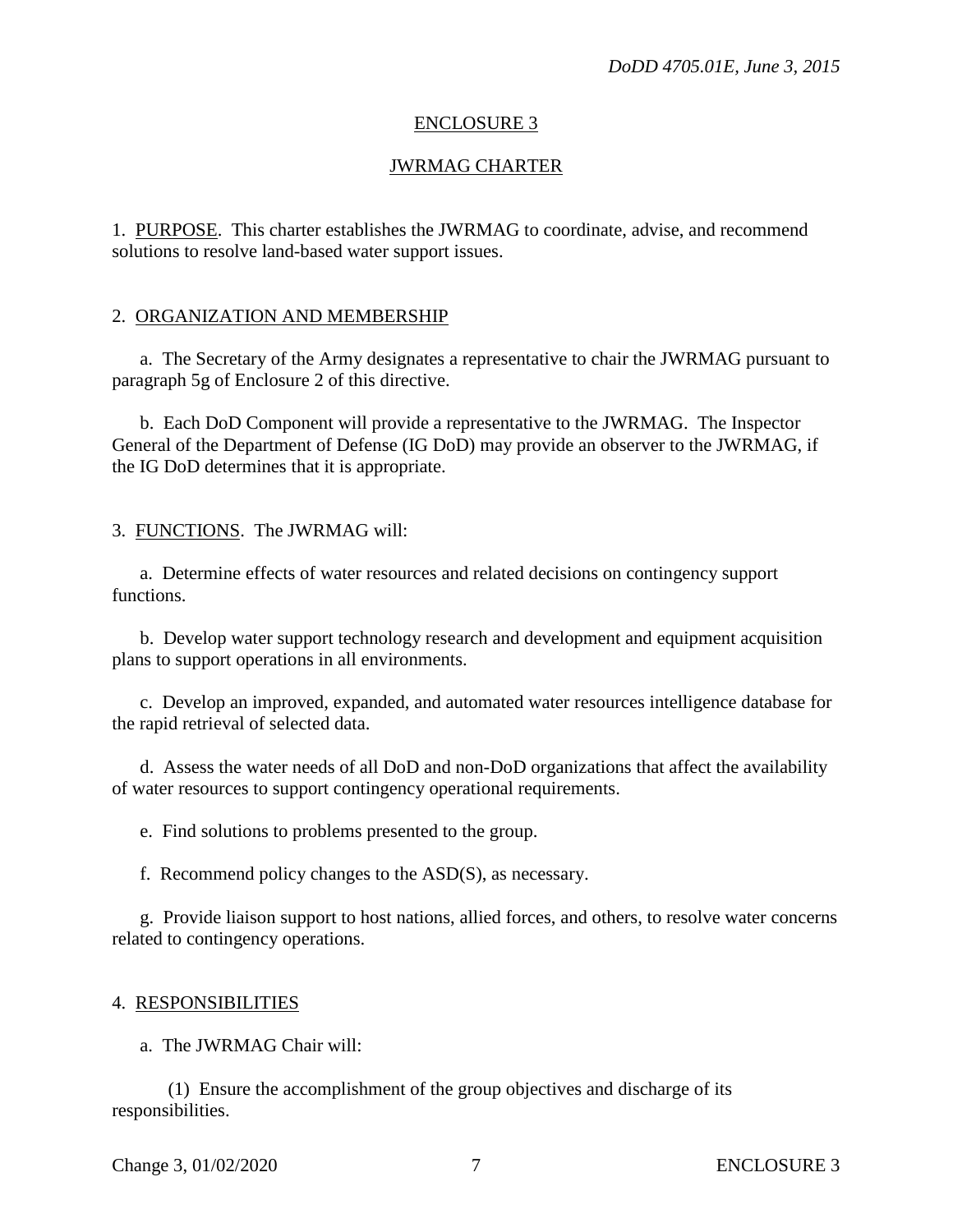## ENCLOSURE 3

## JWRMAG CHARTER

1. PURPOSE. This charter establishes the JWRMAG to coordinate, advise, and recommend solutions to resolve land-based water support issues.

2. ORGANIZATION AND MEMBERSHIP

a. The Secretary of the Army designates a representative to chair the JWRMAG pursuant to paragraph 5g of Enclosure 2 of this directive.

b. Each DoD Component will provide a representative to the JWRMAG. The Inspector General of the Department of Defense (IG DoD) may provide an observer to the JWRMAG, if the IG DoD determines that it is appropriate.

3. FUNCTIONS. The JWRMAG will:

a. Determine effects of water resources and related decisions on contingency support functions.

b. Develop water support technology research and development and equipment acquisition plans to support operations in all environments.

c. Develop an improved, expanded, and automated water resources intelligence database for the rapid retrieval of selected data.

d. Assess the water needs of all DoD and non-DoD organizations that affect the availability of water resources to support contingency operational requirements.

e. Find solutions to problems presented to the group.

f. Recommend policy changes to the ASD(S), as necessary.

g. Provide liaison support to host nations, allied forces, and others, to resolve water concerns related to contingency operations.

4. RESPONSIBILITIES

a. The JWRMAG Chair will:

(1) Ensure the accomplishment of the group objectives and discharge of its responsibilities.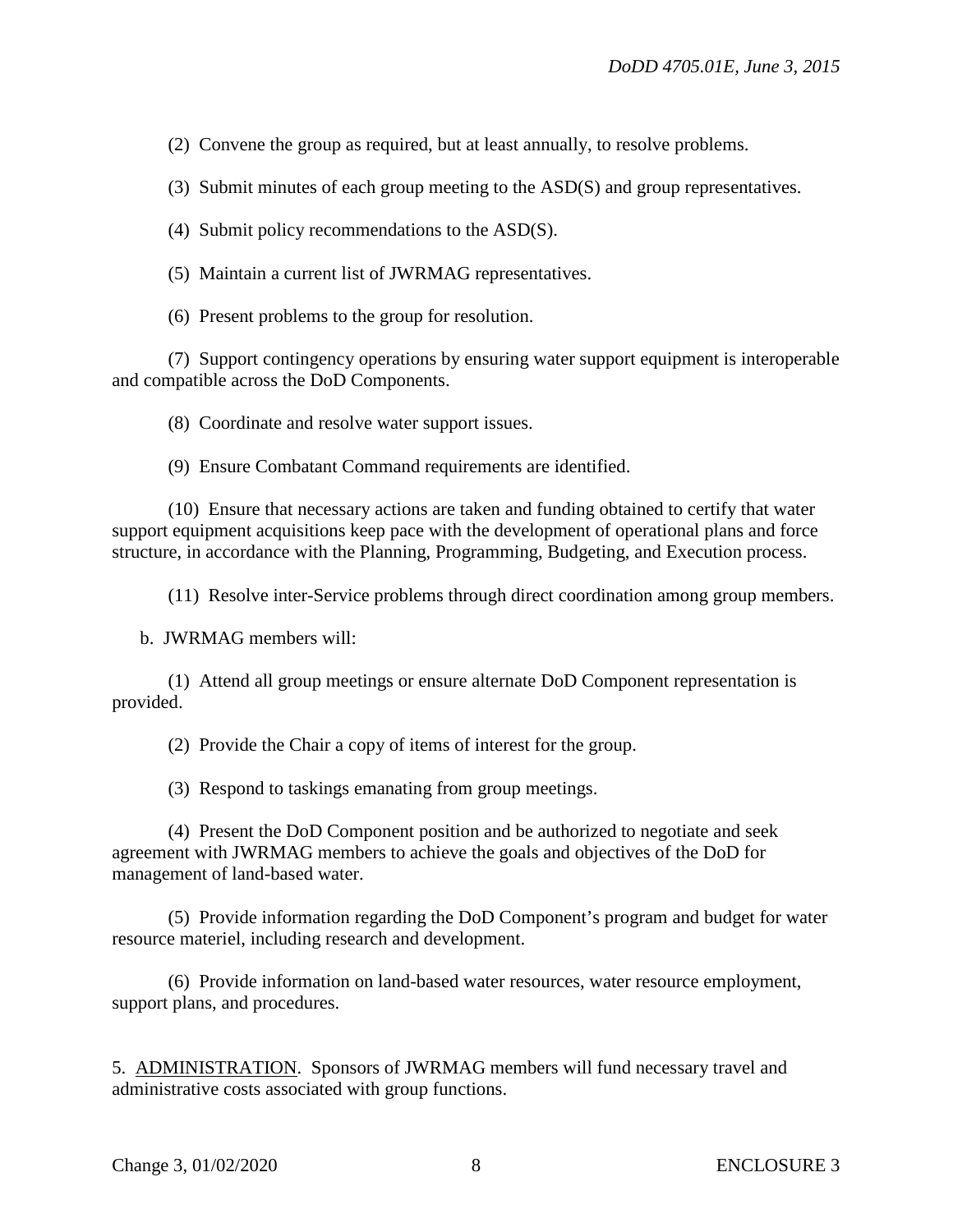(2) Convene the group as required, but at least annually, to resolve problems.

(3) Submit minutes of each group meeting to the ASD(S) and group representatives.

(4) Submit policy recommendations to the ASD(S).

(5) Maintain a current list of JWRMAG representatives.

(6) Present problems to the group for resolution.

(7) Support contingency operations by ensuring water support equipment is interoperable and compatible across the DoD Components.

(8) Coordinate and resolve water support issues.

(9) Ensure Combatant Command requirements are identified.

(10) Ensure that necessary actions are taken and funding obtained to certify that water support equipment acquisitions keep pace with the development of operational plans and force structure, in accordance with the Planning, Programming, Budgeting, and Execution process.

(11) Resolve inter-Service problems through direct coordination among group members.

b. JWRMAG members will:

(1) Attend all group meetings or ensure alternate DoD Component representation is provided.

(2) Provide the Chair a copy of items of interest for the group.

(3) Respond to taskings emanating from group meetings.

(4) Present the DoD Component position and be authorized to negotiate and seek agreement with JWRMAG members to achieve the goals and objectives of the DoD for management of land-based water.

(5) Provide information regarding the DoD Component's program and budget for water resource materiel, including research and development.

(6) Provide information on land-based water resources, water resource employment, support plans, and procedures.

5. ADMINISTRATION. Sponsors of JWRMAG members will fund necessary travel and administrative costs associated with group functions.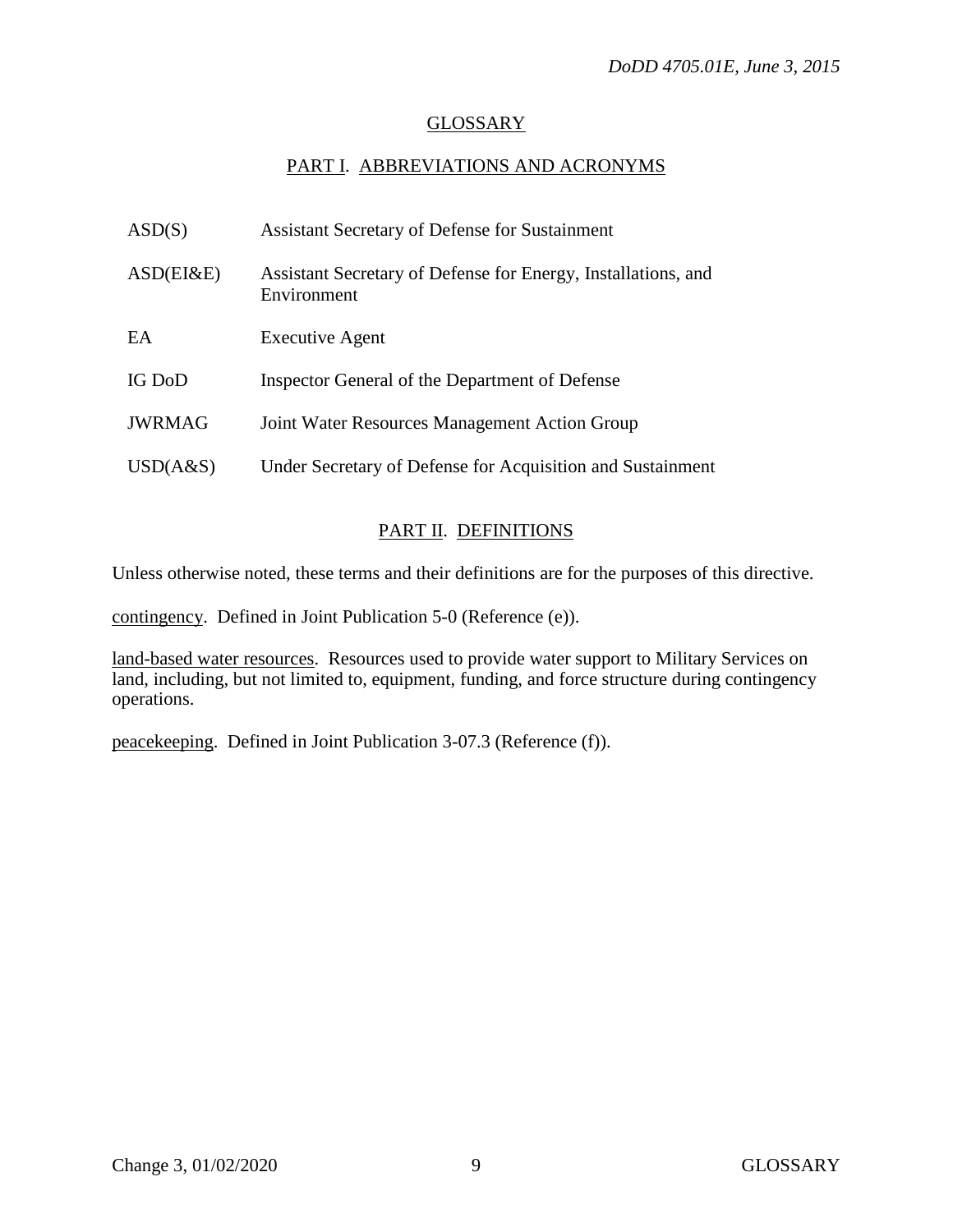# GLOSSARY

## PART I. ABBREVIATIONS AND ACRONYMS

| | |
|---|---|
| ASD(S) | Assistant Secretary of Defense for Sustainment |
| ASD(EI&E) | Assistant Secretary of Defense for Energy, Installations, and Environment |
| EA | Executive Agent |
| IG DoD | Inspector General of the Department of Defense |
| JWRMAG | Joint Water Resources Management Action Group |
| USD(A&S) | Under Secretary of Defense for Acquisition and Sustainment |

## PART II. DEFINITIONS

Unless otherwise noted, these terms and their definitions are for the purposes of this directive.

contingency. Defined in Joint Publication 5-0 (Reference (e)).

land-based water resources. Resources used to provide water support to Military Services on land, including, but not limited to, equipment, funding, and force structure during contingency operations.

peacekeeping. Defined in Joint Publication 3-07.3 (Reference (f)).